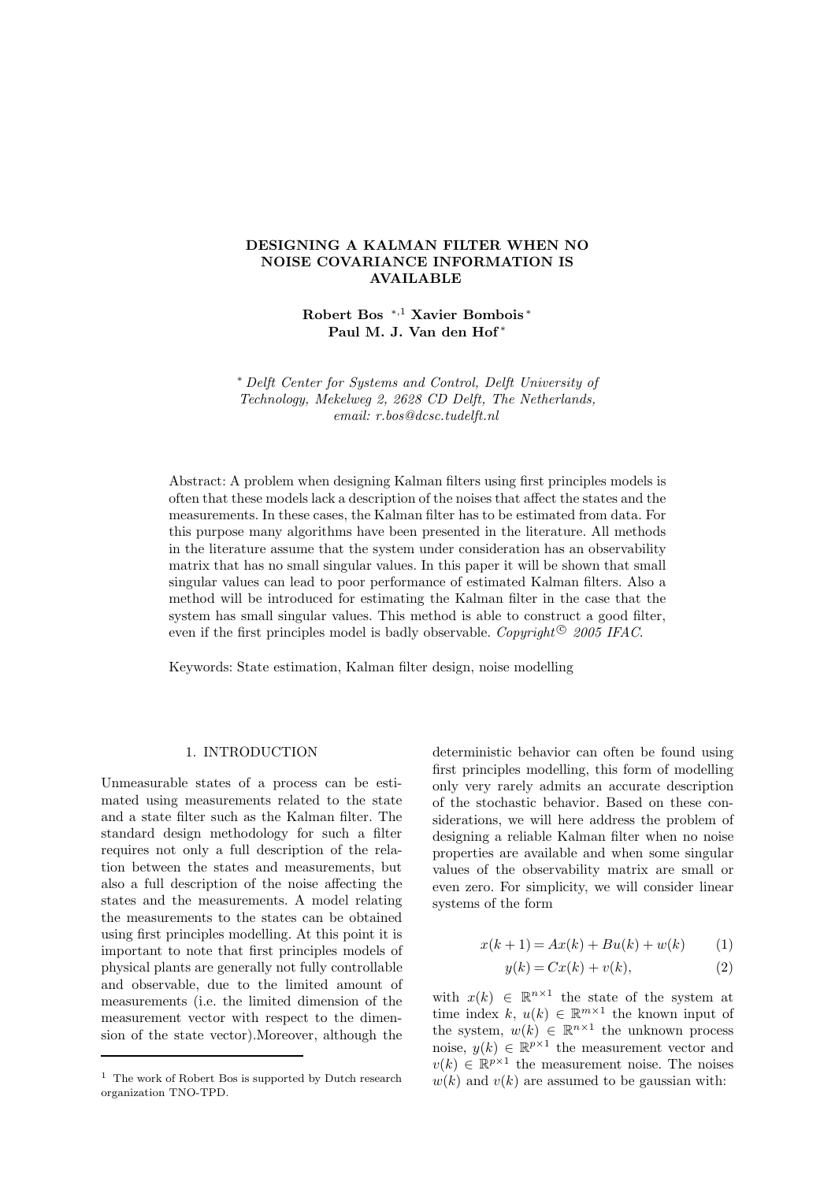# DESIGNING A KALMAN FILTER WHEN NO NOISE COVARIANCE INFORMATION IS AVAILABLE

**Robert Bos** [*,1] **Xavier Bombois** [*] **Paul M. J. Van den Hof** [*]

[*] *Delft Center for Systems and Control, Delft University of Technology, Mekelweg 2, 2628 CD Delft, The Netherlands, email: r.bos@dcsc.tudelft.nl*

Abstract: A problem when designing Kalman filters using first principles models is often that these models lack a description of the noises that affect the states and the measurements. In these cases, the Kalman filter has to be estimated from data. For this purpose many algorithms have been presented in the literature. All methods in the literature assume that the system under consideration has an observability matrix that has no small singular values. In this paper it will be shown that small singular values can lead to poor performance of estimated Kalman filters. Also a method will be introduced for estimating the Kalman filter in the case that the system has small singular values. This method is able to construct a good filter, even if the first principles model is badly observable. *Copyright© 2005 IFAC.*

Keywords: State estimation, Kalman filter design, noise modelling

## 1. INTRODUCTION

Unmeasurable states of a process can be estimated using measurements related to the state and a state filter such as the Kalman filter. The standard design methodology for such a filter requires not only a full description of the relation between the states and measurements, but also a full description of the noise affecting the states and the measurements. A model relating the measurements to the states can be obtained using first principles modelling. At this point it is important to note that first principles models of physical plants are generally not fully controllable and observable, due to the limited amount of measurements (i.e. the limited dimension of the measurement vector with respect to the dimension of the state vector).Moreover, although the deterministic behavior can often be found using first principles modelling, this form of modelling only very rarely admits an accurate description of the stochastic behavior. Based on these considerations, we will here address the problem of designing a reliable Kalman filter when no noise properties are available and when some singular values of the observability matrix are small or even zero. For simplicity, we will consider linear systems of the form

$$x(k+1) = Ax(k) + Bu(k) + w(k) \tag{1}$$

$$y(k) = Cx(k) + v(k), \tag{2}$$

with $x(k) \in \mathbb{R}^{n\times 1}$ the state of the system at time index $k$, $u(k) \in \mathbb{R}^{m\times 1}$ the known input of the system, $w(k) \in \mathbb{R}^{n\times 1}$ the unknown process noise, $y(k) \in \mathbb{R}^{p\times 1}$ the measurement vector and $v(k) \in \mathbb{R}^{p\times 1}$ the measurement noise. The noises $w(k)$ and $v(k)$ are assumed to be gaussian with:

[1] The work of Robert Bos is supported by Dutch research organization TNO-TPD.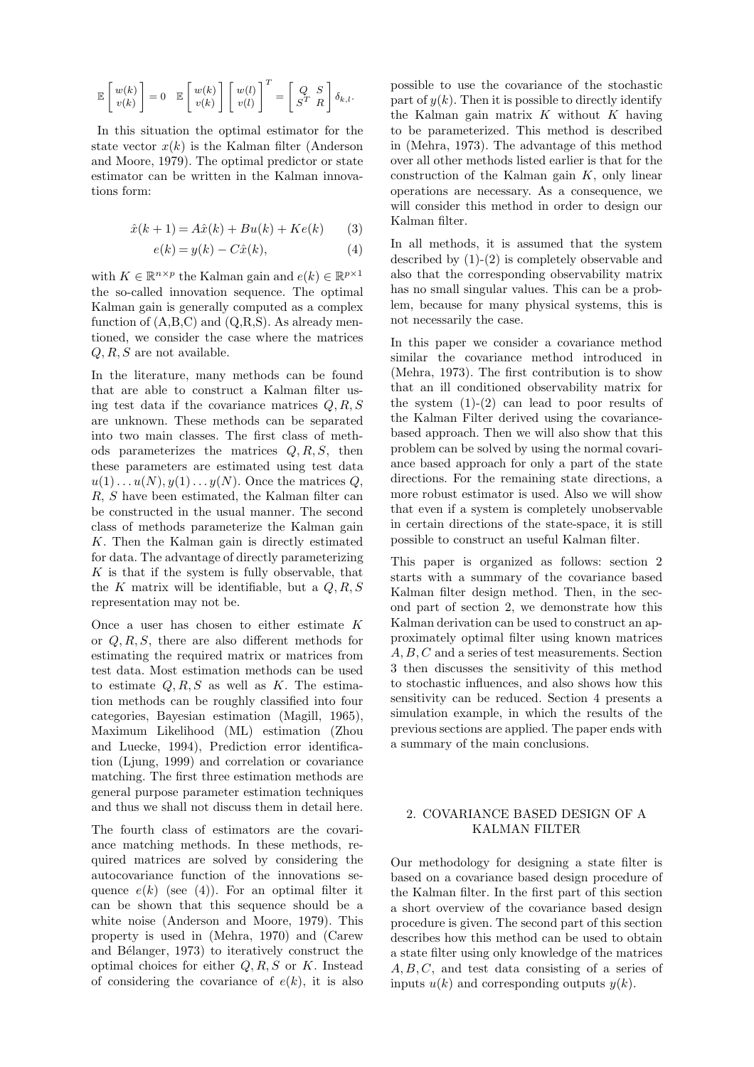$$\mathbb{E}\begin{bmatrix} w(k) \\ v(k) \end{bmatrix} = 0 \quad \mathbb{E}\begin{bmatrix} w(k) \\ v(k) \end{bmatrix}\begin{bmatrix} w(l) \\ v(l) \end{bmatrix}^T = \begin{bmatrix} Q & S \\ S^T & R \end{bmatrix}\delta_{k,l}.$$

In this situation the optimal estimator for the state vector $x(k)$ is the Kalman filter (Anderson and Moore, 1979). The optimal predictor or state estimator can be written in the Kalman innovations form:

$$\hat{x}(k+1) = A\hat{x}(k) + Bu(k) + Ke(k) \qquad (3)$$

$$e(k) = y(k) - C\hat{x}(k), \qquad (4)$$

with $K \in \mathbb{R}^{n\times p}$ the Kalman gain and $e(k) \in \mathbb{R}^{p\times 1}$ the so-called innovation sequence. The optimal Kalman gain is generally computed as a complex function of (A,B,C) and (Q,R,S). As already mentioned, we consider the case where the matrices $Q, R, S$ are not available.

In the literature, many methods can be found that are able to construct a Kalman filter using test data if the covariance matrices $Q, R, S$ are unknown. These methods can be separated into two main classes. The first class of methods parameterizes the matrices $Q, R, S$, then these parameters are estimated using test data $u(1)\ldots u(N), y(1)\ldots y(N)$. Once the matrices $Q$, $R$, $S$ have been estimated, the Kalman filter can be constructed in the usual manner. The second class of methods parameterize the Kalman gain $K$. Then the Kalman gain is directly estimated for data. The advantage of directly parameterizing $K$ is that if the system is fully observable, that the $K$ matrix will be identifiable, but a $Q, R, S$ representation may not be.

Once a user has chosen to either estimate $K$ or $Q, R, S$, there are also different methods for estimating the required matrix or matrices from test data. Most estimation methods can be used to estimate $Q, R, S$ as well as $K$. The estimation methods can be roughly classified into four categories, Bayesian estimation (Magill, 1965), Maximum Likelihood (ML) estimation (Zhou and Luecke, 1994), Prediction error identification (Ljung, 1999) and correlation or covariance matching. The first three estimation methods are general purpose parameter estimation techniques and thus we shall not discuss them in detail here.

The fourth class of estimators are the covariance matching methods. In these methods, required matrices are solved by considering the autocovariance function of the innovations sequence $e(k)$ (see (4)). For an optimal filter it can be shown that this sequence should be a white noise (Anderson and Moore, 1979). This property is used in (Mehra, 1970) and (Carew and Bélanger, 1973) to iteratively construct the optimal choices for either $Q, R, S$ or $K$. Instead of considering the covariance of $e(k)$, it is also possible to use the covariance of the stochastic part of $y(k)$. Then it is possible to directly identify the Kalman gain matrix $K$ without $K$ having to be parameterized. This method is described in (Mehra, 1973). The advantage of this method over all other methods listed earlier is that for the construction of the Kalman gain $K$, only linear operations are necessary. As a consequence, we will consider this method in order to design our Kalman filter.

In all methods, it is assumed that the system described by (1)-(2) is completely observable and also that the corresponding observability matrix has no small singular values. This can be a problem, because for many physical systems, this is not necessarily the case.

In this paper we consider a covariance method similar the covariance method introduced in (Mehra, 1973). The first contribution is to show that an ill conditioned observability matrix for the system (1)-(2) can lead to poor results of the Kalman Filter derived using the covariance-based approach. Then we will also show that this problem can be solved by using the normal covariance based approach for only a part of the state directions. For the remaining state directions, a more robust estimator is used. Also we will show that even if a system is completely unobservable in certain directions of the state-space, it is still possible to construct an useful Kalman filter.

This paper is organized as follows: section 2 starts with a summary of the covariance based Kalman filter design method. Then, in the second part of section 2, we demonstrate how this Kalman derivation can be used to construct an approximately optimal filter using known matrices $A, B, C$ and a series of test measurements. Section 3 then discusses the sensitivity of this method to stochastic influences, and also shows how this sensitivity can be reduced. Section 4 presents a simulation example, in which the results of the previous sections are applied. The paper ends with a summary of the main conclusions.

## 2. COVARIANCE BASED DESIGN OF A KALMAN FILTER

Our methodology for designing a state filter is based on a covariance based design procedure of the Kalman filter. In the first part of this section a short overview of the covariance based design procedure is given. The second part of this section describes how this method can be used to obtain a state filter using only knowledge of the matrices $A, B, C$, and test data consisting of a series of inputs $u(k)$ and corresponding outputs $y(k)$.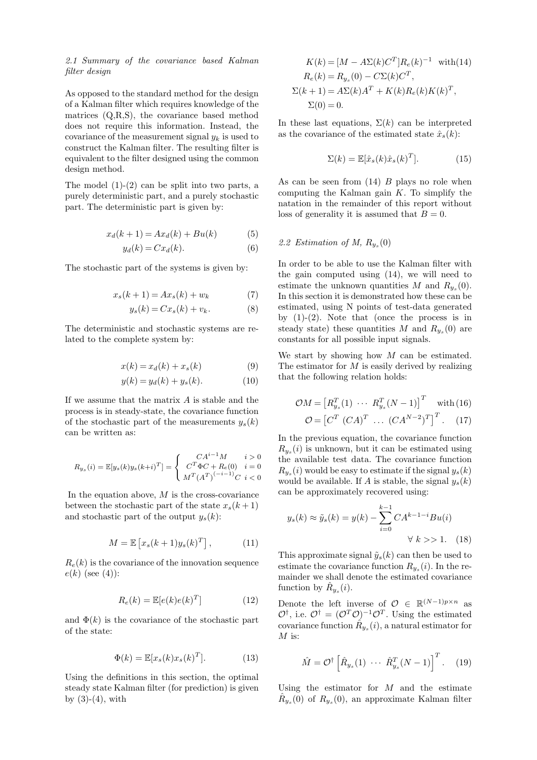### 2.1 Summary of the covariance based Kalman filter design

As opposed to the standard method for the design of a Kalman filter which requires knowledge of the matrices (Q,R,S), the covariance based method does not require this information. Instead, the covariance of the measurement signal $y_k$ is used to construct the Kalman filter. The resulting filter is equivalent to the filter designed using the common design method.

The model (1)-(2) can be split into two parts, a purely deterministic part, and a purely stochastic part. The deterministic part is given by:

$$x_d(k+1) = Ax_d(k) + Bu(k) \tag{5}$$
$$y_d(k) = Cx_d(k). \tag{6}$$

The stochastic part of the systems is given by:

$$x_s(k+1) = Ax_s(k) + w_k \tag{7}$$
$$y_s(k) = Cx_s(k) + v_k. \tag{8}$$

The deterministic and stochastic systems are related to the complete system by:

$$x(k) = x_d(k) + x_s(k) \tag{9}$$
$$y(k) = y_d(k) + y_s(k). \tag{10}$$

If we assume that the matrix $A$ is stable and the process is in steady-state, the covariance function of the stochastic part of the measurements $y_s(k)$ can be written as:

$$R_{y_s}(i) = \mathbb{E}[y_s(k)y_s(k+i)^T] = \begin{cases} CA^{i-1}M & i > 0 \\ C^T\Phi C + R_e(0) & i = 0 \\ M^T(A^T)^{(-i-1)}C & i < 0 \end{cases}$$

In the equation above, $M$ is the cross-covariance between the stochastic part of the state $x_s(k+1)$ and stochastic part of the output $y_s(k)$:

$$M = \mathbb{E}\left[x_s(k+1)y_s(k)^T\right], \tag{11}$$

$R_e(k)$ is the covariance of the innovation sequence $e(k)$ (see (4)):

$$R_e(k) = \mathbb{E}[e(k)e(k)^T] \tag{12}$$

and $\Phi(k)$ is the covariance of the stochastic part of the state:

$$\Phi(k) = \mathbb{E}[x_s(k)x_s(k)^T]. \tag{13}$$

Using the definitions in this section, the optimal steady state Kalman filter (for prediction) is given by (3)-(4), with

$$K(k) = [M - A\Sigma(k)C^T]R_e(k)^{-1} \quad \text{with} \tag{14}$$
$$R_e(k) = R_{y_s}(0) - C\Sigma(k)C^T,$$
$$\Sigma(k+1) = A\Sigma(k)A^T + K(k)R_e(k)K(k)^T,$$
$$\Sigma(0) = 0.$$

In these last equations, $\Sigma(k)$ can be interpreted as the covariance of the estimated state $\hat{x}_s(k)$:

$$\Sigma(k) = \mathbb{E}[\hat{x}_s(k)\hat{x}_s(k)^T]. \tag{15}$$

As can be seen from (14) $B$ plays no role when computing the Kalman gain $K$. To simplify the natation in the remainder of this report without loss of generality it is assumed that $B = 0$.

### 2.2 Estimation of M, $R_{y_s}(0)$

In order to be able to use the Kalman filter with the gain computed using (14), we will need to estimate the unknown quantities $M$ and $R_{y_s}(0)$. In this section it is demonstrated how these can be estimated, using N points of test-data generated by (1)-(2). Note that (once the process is in steady state) these quantities $M$ and $R_{y_s}(0)$ are constants for all possible input signals.

We start by showing how $M$ can be estimated. The estimator for $M$ is easily derived by realizing that the following relation holds:

$$\mathcal{O}M = \begin{bmatrix} R_{y_s}^T(1) & \cdots & R_{y_s}^T(N-1) \end{bmatrix}^T \quad \text{with} \tag{16}$$
$$\mathcal{O} = \begin{bmatrix} C^T & (CA)^T & \ldots & (CA^{N-2})^T \end{bmatrix}^T. \tag{17}$$

In the previous equation, the covariance function $R_{y_s}(i)$ is unknown, but it can be estimated using the available test data. The covariance function $R_{y_s}(i)$ would be easy to estimate if the signal $y_s(k)$ would be available. If $A$ is stable, the signal $y_s(k)$ can be approximately recovered using:

$$y_s(k) \approx \tilde{y}_s(k) = y(k) - \sum_{i=0}^{k-1} CA^{k-1-i}Bu(i) \qquad \forall\ k >> 1. \tag{18}$$

This approximate signal $\tilde{y}_s(k)$ can then be used to estimate the covariance function $R_{y_s}(i)$. In the remainder we shall denote the estimated covariance function by $\hat{R}_{y_s}(i)$.

Denote the left inverse of $\mathcal{O} \in \mathbb{R}^{(N-1)p \times n}$ as $\mathcal{O}^\dagger$, i.e. $\mathcal{O}^\dagger = (\mathcal{O}^T\mathcal{O})^{-1}\mathcal{O}^T$. Using the estimated covariance function $\hat{R}_{y_s}(i)$, a natural estimator for $M$ is:

$$\hat{M} = \mathcal{O}^\dagger \begin{bmatrix} \hat{R}_{y_s}(1) & \cdots & \hat{R}_{y_s}^T(N-1) \end{bmatrix}^T. \tag{19}$$

Using the estimator for $M$ and the estimate $\hat{R}_{y_s}(0)$ of $R_{y_s}(0)$, an approximate Kalman filter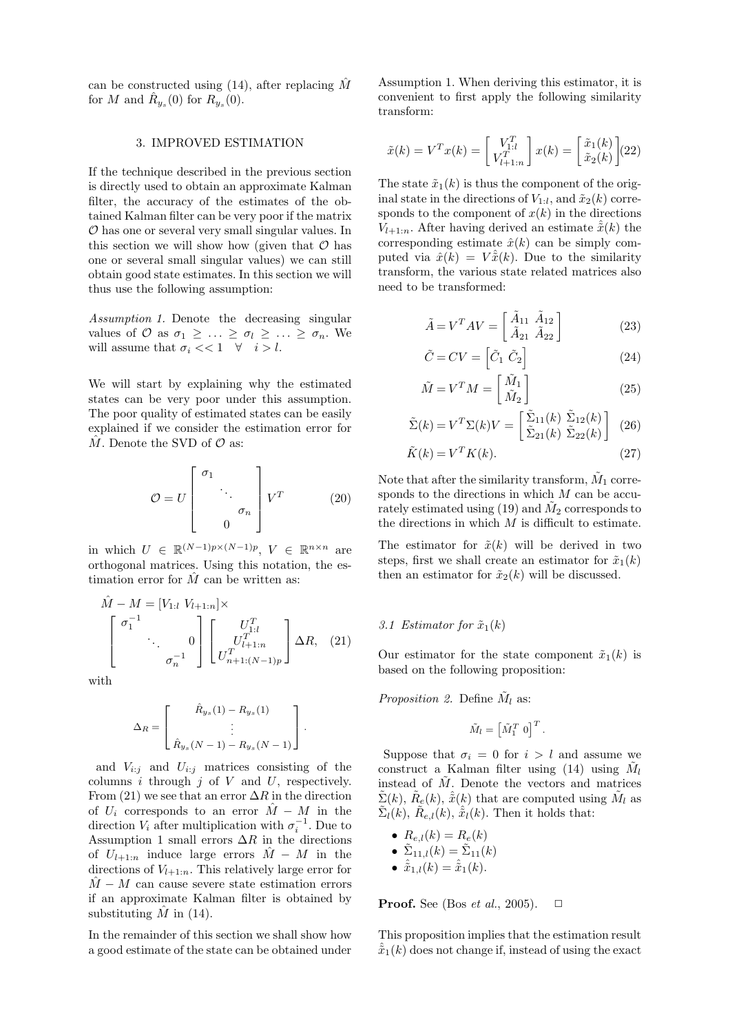can be constructed using (14), after replacing $\hat{M}$ for $M$ and $\hat{R}_{y_s}(0)$ for $R_{y_s}(0)$.

## 3. IMPROVED ESTIMATION

If the technique described in the previous section is directly used to obtain an approximate Kalman filter, the accuracy of the estimates of the obtained Kalman filter can be very poor if the matrix $\mathcal{O}$ has one or several very small singular values. In this section we will show how (given that $\mathcal{O}$ has one or several small singular values) we can still obtain good state estimates. In this section we will thus use the following assumption:

*Assumption 1.* Denote the decreasing singular values of $\mathcal{O}$ as $\sigma_1 \geq \ldots \geq \sigma_l \geq \ldots \geq \sigma_n$. We will assume that $\sigma_i << 1 \quad \forall \quad i > l$.

We will start by explaining why the estimated states can be very poor under this assumption. The poor quality of estimated states can be easily explained if we consider the estimation error for $\hat{M}$. Denote the SVD of $\mathcal{O}$ as:

$$\mathcal{O} = U \begin{bmatrix} \sigma_1 & & \\ & \ddots & \\ & & \sigma_n \\ & 0 & \end{bmatrix} V^T \tag{20}$$

in which $U \in \mathbb{R}^{(N-1)p \times (N-1)p}$, $V \in \mathbb{R}^{n \times n}$ are orthogonal matrices. Using this notation, the estimation error for $\hat{M}$ can be written as:

$$\hat{M} - M = [V_{1:l} \; V_{l+1:n}] \times \begin{bmatrix} \sigma_1^{-1} & & & \\ & \ddots & & 0 \\ & & \sigma_n^{-1} & \end{bmatrix} \begin{bmatrix} U_{1:l}^T \\ U_{l+1:n}^T \\ U_{n+1:(N-1)p}^T \end{bmatrix} \Delta R, \quad (21)$$

with

$$\Delta_R = \begin{bmatrix} \hat{R}_{y_s}(1) - R_{y_s}(1) \\ \vdots \\ \hat{R}_{y_s}(N-1) - R_{y_s}(N-1) \end{bmatrix}.$$

and $V_{i:j}$ and $U_{i:j}$ matrices consisting of the columns $i$ through $j$ of $V$ and $U$, respectively. From (21) we see that an error $\Delta R$ in the direction of $U_i$ corresponds to an error $\hat{M} - M$ in the direction $V_i$ after multiplication with $\sigma_i^{-1}$. Due to Assumption 1 small errors $\Delta R$ in the directions of $U_{l+1:n}$ induce large errors $\hat{M} - M$ in the directions of $V_{l+1:n}$. This relatively large error for $\hat{M} - M$ can cause severe state estimation errors if an approximate Kalman filter is obtained by substituting $\hat{M}$ in (14).

In the remainder of this section we shall show how a good estimate of the state can be obtained under Assumption 1. When deriving this estimator, it is convenient to first apply the following similarity transform:

$$\tilde{x}(k) = V^T x(k) = \begin{bmatrix} V_{1:l}^T \\ V_{l+1:n}^T \end{bmatrix} x(k) = \begin{bmatrix} \tilde{x}_1(k) \\ \tilde{x}_2(k) \end{bmatrix} \tag{22}$$

The state $\tilde{x}_1(k)$ is thus the component of the original state in the directions of $V_{1:l}$, and $\tilde{x}_2(k)$ corresponds to the component of $x(k)$ in the directions $V_{l+1:n}$. After having derived an estimate $\hat{\tilde{x}}(k)$ the corresponding estimate $\hat{x}(k)$ can be simply computed via $\hat{x}(k) = V\hat{\tilde{x}}(k)$. Due to the similarity transform, the various state related matrices also need to be transformed:

$$\tilde{A} = V^T A V = \begin{bmatrix} \tilde{A}_{11} & \tilde{A}_{12} \\ \tilde{A}_{21} & \tilde{A}_{22} \end{bmatrix} \tag{23}$$

$$\tilde{C} = CV = \begin{bmatrix} \tilde{C}_1 & \tilde{C}_2 \end{bmatrix} \tag{24}$$

$$\tilde{M} = V^T M = \begin{bmatrix} \tilde{M}_1 \\ \tilde{M}_2 \end{bmatrix} \tag{25}$$

$$\tilde{\Sigma}(k) = V^T \Sigma(k) V = \begin{bmatrix} \tilde{\Sigma}_{11}(k) & \tilde{\Sigma}_{12}(k) \\ \tilde{\Sigma}_{21}(k) & \tilde{\Sigma}_{22}(k) \end{bmatrix} \tag{26}$$

$$\tilde{K}(k) = V^T K(k). \tag{27}$$

Note that after the similarity transform, $\tilde{M}_1$ corresponds to the directions in which $M$ can be accurately estimated using (19) and $\tilde{M}_2$ corresponds to the directions in which $M$ is difficult to estimate.

The estimator for $\tilde{x}(k)$ will be derived in two steps, first we shall create an estimator for $\tilde{x}_1(k)$ then an estimator for $\tilde{x}_2(k)$ will be discussed.

### 3.1 Estimator for $\tilde{x}_1(k)$

Our estimator for the state component $\tilde{x}_1(k)$ is based on the following proposition:

*Proposition 2.* Define $\tilde{M}_l$ as:

$$\tilde{M}_l = \begin{bmatrix} \tilde{M}_1^T & 0 \end{bmatrix}^T.$$

Suppose that $\sigma_i = 0$ for $i > l$ and assume we construct a Kalman filter using (14) using $\tilde{M}_l$ instead of $\tilde{M}$. Denote the vectors and matrices $\tilde{\Sigma}(k)$, $\tilde{R}_e(k)$, $\hat{\tilde{x}}(k)$ that are computed using $\tilde{M}_l$ as $\tilde{\Sigma}_l(k)$, $\tilde{R}_{e,l}(k)$, $\hat{\tilde{x}}_l(k)$. Then it holds that:

- $R_{e,l}(k) = R_e(k)$
- $\tilde{\Sigma}_{11,l}(k) = \tilde{\Sigma}_{11}(k)$
- $\hat{\tilde{x}}_{1,l}(k) = \hat{\tilde{x}}_1(k)$.

**Proof.** See (Bos *et al.*, 2005). □

This proposition implies that the estimation result $\hat{\tilde{x}}_1(k)$ does not change if, instead of using the exact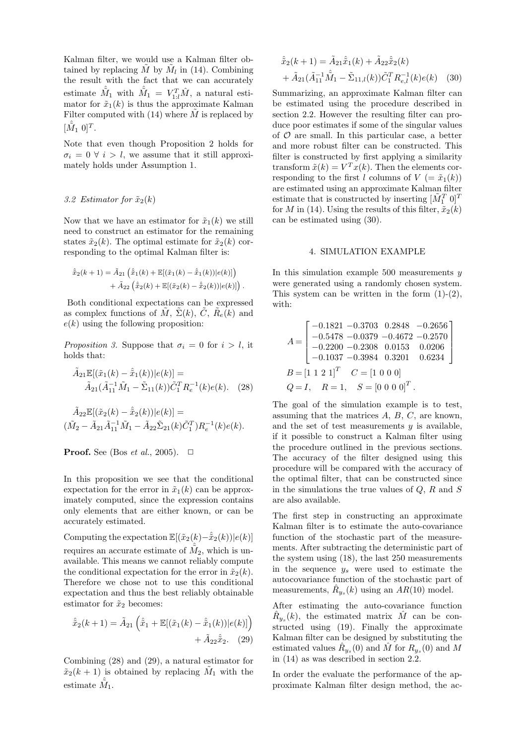Kalman filter, we would use a Kalman filter obtained by replacing $\tilde{M}$ by $\tilde{M}_l$ in (14). Combining the result with the fact that we can accurately estimate $\hat{\tilde{M}}_1$ with $\hat{\tilde{M}}_1 = V_{1:l}^T \hat{M}$, a natural estimator for $\tilde{x}_1(k)$ is thus the approximate Kalman Filter computed with (14) where $\hat{M}$ is replaced by $[\hat{\tilde{M}}_1 \; 0]^T$.

Note that even though Proposition 2 holds for $\sigma_i = 0 \;\forall\; i > l$, we assume that it still approximately holds under Assumption 1.

### 3.2 Estimator for $\tilde{x}_2(k)$

Now that we have an estimator for $\tilde{x}_1(k)$ we still need to construct an estimator for the remaining states $\tilde{x}_2(k)$. The optimal estimate for $\tilde{x}_2(k)$ corresponding to the optimal Kalman filter is:

$$
\begin{aligned}
\hat{\tilde{x}}_2(k+1) = \tilde{A}_{21}\left(\hat{\tilde{x}}_1(k) + \mathbb{E}[(\tilde{x}_1(k) - \hat{\tilde{x}}_1(k))|e(k)]\right) \\
+ \tilde{A}_{22}\left(\hat{\tilde{x}}_2(k) + \mathbb{E}[(\tilde{x}_2(k) - \hat{\tilde{x}}_2(k))|e(k)]\right).
\end{aligned}
$$

Both conditional expectations can be expressed as complex functions of $\tilde{M}$, $\tilde{\Sigma}(k)$, $\tilde{C}$, $\tilde{R}_e(k)$ and $e(k)$ using the following proposition:

*Proposition 3.* Suppose that $\sigma_i = 0$ for $i > l$, it holds that:

$$
\begin{aligned}
&\tilde{A}_{21}\mathbb{E}[(\tilde{x}_1(k) - \hat{\tilde{x}}_1(k))|e(k)] = \\
&\quad \tilde{A}_{21}(\tilde{A}_{11}^{-1}\tilde{M}_1 - \tilde{\Sigma}_{11}(k))\tilde{C}_1^T R_e^{-1}(k)e(k). \quad (28)
\end{aligned}
$$

$$
\begin{aligned}
&\tilde{A}_{22}\mathbb{E}[(\tilde{x}_2(k) - \hat{\tilde{x}}_2(k))|e(k)] = \\
&(\tilde{M}_2 - \tilde{A}_{21}\tilde{A}_{11}^{-1}\tilde{M}_1 - \tilde{A}_{22}\tilde{\Sigma}_{21}(k)\tilde{C}_1^T)R_e^{-1}(k)e(k).
\end{aligned}
$$

**Proof.** See (Bos *et al.*, 2005). □

In this proposition we see that the conditional expectation for the error in $\tilde{x}_1(k)$ can be approximately computed, since the expression contains only elements that are either known, or can be accurately estimated.

Computing the expectation $\mathbb{E}[(\tilde{x}_2(k) - \hat{\tilde{x}}_2(k))|e(k)]$ requires an accurate estimate of $\hat{\tilde{M}}_2$, which is unavailable. This means we cannot reliably compute the conditional expectation for the error in $\tilde{x}_2(k)$. Therefore we chose not to use this conditional expectation and thus the best reliably obtainable estimator for $\tilde{x}_2$ becomes:

$$
\hat{\tilde{x}}_2(k+1) = \tilde{A}_{21}\left(\hat{\tilde{x}}_1 + \mathbb{E}[(\tilde{x}_1(k) - \hat{\tilde{x}}_1(k))|e(k)]\right) + \tilde{A}_{22}\hat{\tilde{x}}_2. \quad (29)
$$

Combining (28) and (29), a natural estimator for $\tilde{x}_2(k+1)$ is obtained by replacing $\tilde{M}_1$ with the estimate $\hat{\tilde{M}}_1$.

$$
\begin{aligned}
&\hat{\tilde{x}}_2(k+1) = \tilde{A}_{21}\hat{\tilde{x}}_1(k) + \tilde{A}_{22}\hat{\tilde{x}}_2(k) \\
&+ \tilde{A}_{21}(\tilde{A}_{11}^{-1}\hat{\tilde{M}}_1 - \tilde{\Sigma}_{11,l}(k))\tilde{C}_1^T R_{e,l}^{-1}(k)e(k) \quad (30)
\end{aligned}
$$

Summarizing, an approximate Kalman filter can be estimated using the procedure described in section 2.2. However the resulting filter can produce poor estimates if some of the singular values of $\mathcal{O}$ are small. In this particular case, a better and more robust filter can be constructed. This filter is constructed by first applying a similarity transform $\tilde{x}(k) = V^T x(k)$. Then the elements corresponding to the first $l$ columns of $V$ $(= \tilde{x}_1(k))$ are estimated using an approximate Kalman filter estimate that is constructed by inserting $[\hat{\tilde{M}}_1^T \; 0]^T$ for $M$ in (14). Using the results of this filter, $\tilde{x}_2(k)$ can be estimated using (30).

## 4. SIMULATION EXAMPLE

In this simulation example 500 measurements $y$ were generated using a randomly chosen system. This system can be written in the form (1)-(2), with:

$$
A = \begin{bmatrix} -0.1821 & -0.3703 & 0.2848 & -0.2656 \\ -0.5478 & -0.0379 & -0.4672 & -0.2570 \\ -0.2200 & -0.2308 & 0.0153 & 0.0206 \\ -0.1037 & -0.3984 & 0.3201 & 0.6234 \end{bmatrix}
$$

$$
B = [1 \; 1 \; 2 \; 1]^T \quad C = [1 \; 0 \; 0 \; 0]
$$

$$
Q = I, \quad R = 1, \quad S = [0 \; 0 \; 0 \; 0]^T.
$$

The goal of the simulation example is to test, assuming that the matrices $A$, $B$, $C$, are known, and the set of test measurements $y$ is available, if it possible to construct a Kalman filter using the procedure outlined in the previous sections. The accuracy of the filter designed using this procedure will be compared with the accuracy of the optimal filter, that can be constructed since in the simulations the true values of $Q$, $R$ and $S$ are also available.

The first step in constructing an approximate Kalman filter is to estimate the auto-covariance function of the stochastic part of the measurements. After subtracting the deterministic part of the system using (18), the last 250 measurements in the sequence $y_s$ were used to estimate the autocovariance function of the stochastic part of measurements, $\hat{R}_{y_s}(k)$ using an $AR(10)$ model.

After estimating the auto-covariance function $\hat{R}_{y_s}(k)$, the estimated matrix $\hat{M}$ can be constructed using (19). Finally the approximate Kalman filter can be designed by substituting the estimated values $\hat{R}_{y_s}(0)$ and $\hat{M}$ for $R_{y_s}(0)$ and $M$ in (14) as was described in section 2.2.

In order the evaluate the performance of the approximate Kalman filter design method, the ac-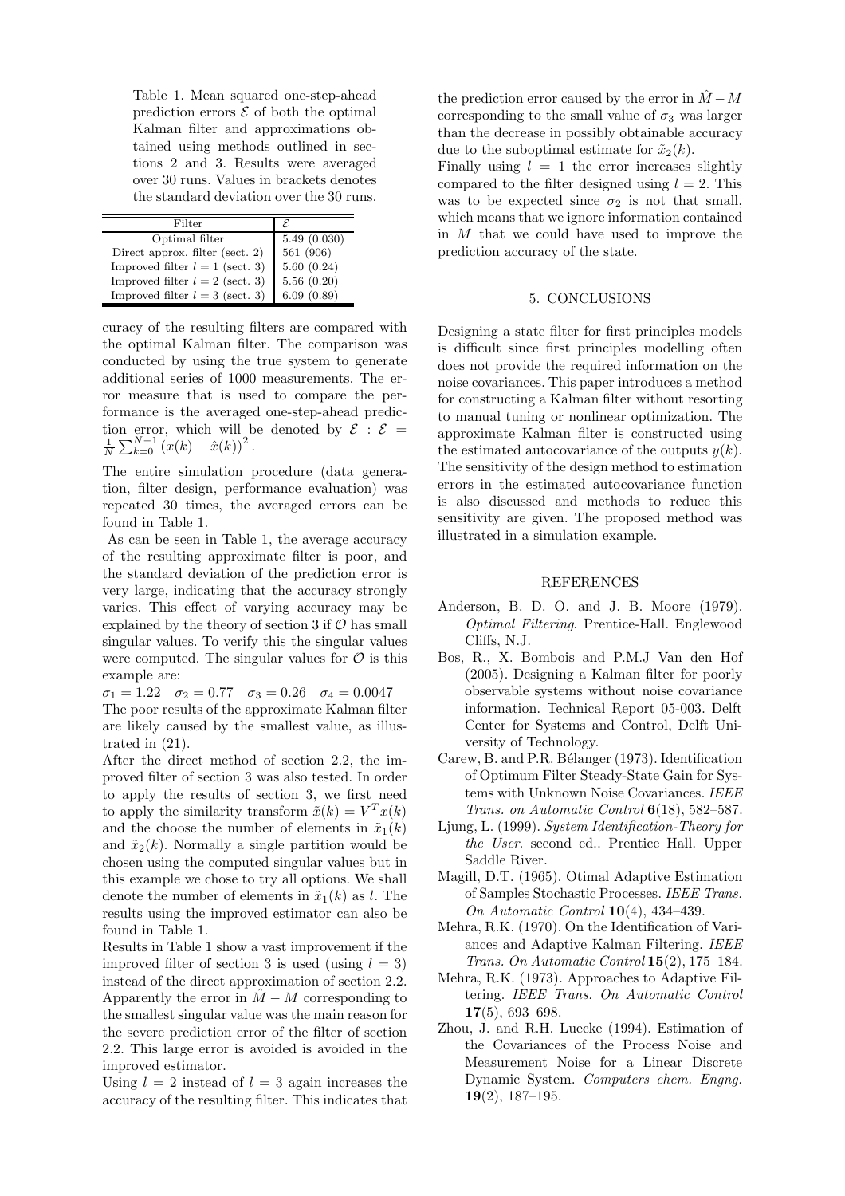Table 1. Mean squared one-step-ahead prediction errors $\mathcal{E}$ of both the optimal Kalman filter and approximations obtained using methods outlined in sections 2 and 3. Results were averaged over 30 runs. Values in brackets denotes the standard deviation over the 30 runs.

| Filter | $\mathcal{E}$ |
|---|---|
| Optimal filter | 5.49 (0.030) |
| Direct approx. filter (sect. 2) | 561 (906) |
| Improved filter $l = 1$ (sect. 3) | 5.60 (0.24) |
| Improved filter $l = 2$ (sect. 3) | 5.56 (0.20) |
| Improved filter $l = 3$ (sect. 3) | 6.09 (0.89) |

curacy of the resulting filters are compared with the optimal Kalman filter. The comparison was conducted by using the true system to generate additional series of 1000 measurements. The error measure that is used to compare the performance is the averaged one-step-ahead prediction error, which will be denoted by $\mathcal{E}$ : $\mathcal{E} = \frac{1}{N}\sum_{k=0}^{N-1}(x(k) - \hat{x}(k))^2$.

The entire simulation procedure (data generation, filter design, performance evaluation) was repeated 30 times, the averaged errors can be found in Table 1.

As can be seen in Table 1, the average accuracy of the resulting approximate filter is poor, and the standard deviation of the prediction error is very large, indicating that the accuracy strongly varies. This effect of varying accuracy may be explained by the theory of section 3 if $\mathcal{O}$ has small singular values. To verify this the singular values were computed. The singular values for $\mathcal{O}$ is this example are:

$\sigma_1 = 1.22 \quad \sigma_2 = 0.77 \quad \sigma_3 = 0.26 \quad \sigma_4 = 0.0047$

The poor results of the approximate Kalman filter are likely caused by the smallest value, as illustrated in (21).

After the direct method of section 2.2, the improved filter of section 3 was also tested. In order to apply the results of section 3, we first need to apply the similarity transform $\tilde{x}(k) = V^T x(k)$ and the choose the number of elements in $\tilde{x}_1(k)$ and $\tilde{x}_2(k)$. Normally a single partition would be chosen using the computed singular values but in this example we chose to try all options. We shall denote the number of elements in $\tilde{x}_1(k)$ as $l$. The results using the improved estimator can also be found in Table 1.

Results in Table 1 show a vast improvement if the improved filter of section 3 is used (using $l = 3$) instead of the direct approximation of section 2.2. Apparently the error in $\hat{M} - M$ corresponding to the smallest singular value was the main reason for the severe prediction error of the filter of section 2.2. This large error is avoided is avoided in the improved estimator.

Using $l = 2$ instead of $l = 3$ again increases the accuracy of the resulting filter. This indicates that the prediction error caused by the error in $\hat{M} - M$ corresponding to the small value of $\sigma_3$ was larger than the decrease in possibly obtainable accuracy due to the suboptimal estimate for $\tilde{x}_2(k)$.

Finally using $l = 1$ the error increases slightly compared to the filter designed using $l = 2$. This was to be expected since $\sigma_2$ is not that small, which means that we ignore information contained in $M$ that we could have used to improve the prediction accuracy of the state.

## 5. CONCLUSIONS

Designing a state filter for first principles models is difficult since first principles modelling often does not provide the required information on the noise covariances. This paper introduces a method for constructing a Kalman filter without resorting to manual tuning or nonlinear optimization. The approximate Kalman filter is constructed using the estimated autocovariance of the outputs $y(k)$. The sensitivity of the design method to estimation errors in the estimated autocovariance function is also discussed and methods to reduce this sensitivity are given. The proposed method was illustrated in a simulation example.

## REFERENCES

Anderson, B. D. O. and J. B. Moore (1979). *Optimal Filtering*. Prentice-Hall. Englewood Cliffs, N.J.

Bos, R., X. Bombois and P.M.J Van den Hof (2005). Designing a Kalman filter for poorly observable systems without noise covariance information. Technical Report 05-003. Delft Center for Systems and Control, Delft University of Technology.

Carew, B. and P.R. Bélanger (1973). Identification of Optimum Filter Steady-State Gain for Systems with Unknown Noise Covariances. *IEEE Trans. on Automatic Control* **6**(18), 582–587.

Ljung, L. (1999). *System Identification-Theory for the User*. second ed.. Prentice Hall. Upper Saddle River.

Magill, D.T. (1965). Otimal Adaptive Estimation of Samples Stochastic Processes. *IEEE Trans. On Automatic Control* **10**(4), 434–439.

Mehra, R.K. (1970). On the Identification of Variances and Adaptive Kalman Filtering. *IEEE Trans. On Automatic Control* **15**(2), 175–184.

Mehra, R.K. (1973). Approaches to Adaptive Filtering. *IEEE Trans. On Automatic Control* **17**(5), 693–698.

Zhou, J. and R.H. Luecke (1994). Estimation of the Covariances of the Process Noise and Measurement Noise for a Linear Discrete Dynamic System. *Computers chem. Engng.* **19**(2), 187–195.